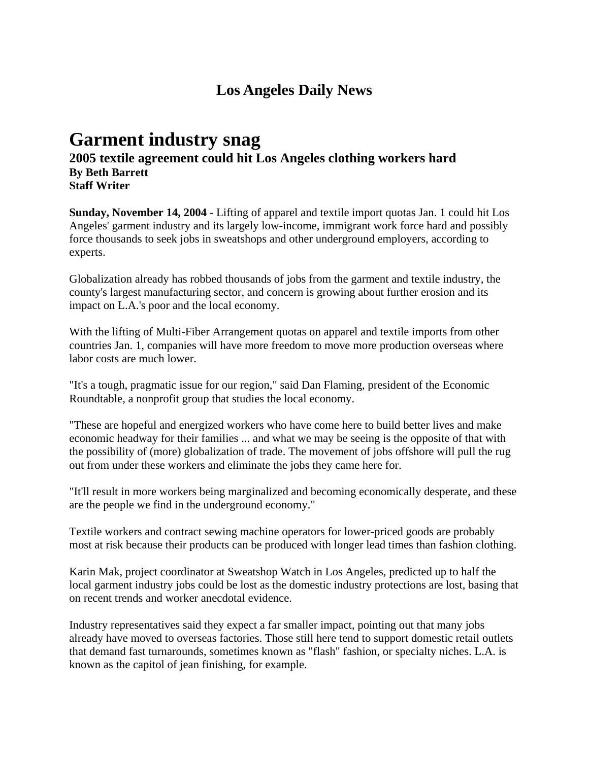# Los Angeles Daily News

## Garment industry snag

### 2005 textile agreement could hit Los Angeles clothing workers hard

**By Beth Barrett**
**Staff Writer**

**Sunday, November 14, 2004** - Lifting of apparel and textile import quotas Jan. 1 could hit Los Angeles' garment industry and its largely low-income, immigrant work force hard and possibly force thousands to seek jobs in sweatshops and other underground employers, according to experts.

Globalization already has robbed thousands of jobs from the garment and textile industry, the county's largest manufacturing sector, and concern is growing about further erosion and its impact on L.A.'s poor and the local economy.

With the lifting of Multi-Fiber Arrangement quotas on apparel and textile imports from other countries Jan. 1, companies will have more freedom to move more production overseas where labor costs are much lower.

"It's a tough, pragmatic issue for our region," said Dan Flaming, president of the Economic Roundtable, a nonprofit group that studies the local economy.

"These are hopeful and energized workers who have come here to build better lives and make economic headway for their families ... and what we may be seeing is the opposite of that with the possibility of (more) globalization of trade. The movement of jobs offshore will pull the rug out from under these workers and eliminate the jobs they came here for.

"It'll result in more workers being marginalized and becoming economically desperate, and these are the people we find in the underground economy."

Textile workers and contract sewing machine operators for lower-priced goods are probably most at risk because their products can be produced with longer lead times than fashion clothing.

Karin Mak, project coordinator at Sweatshop Watch in Los Angeles, predicted up to half the local garment industry jobs could be lost as the domestic industry protections are lost, basing that on recent trends and worker anecdotal evidence.

Industry representatives said they expect a far smaller impact, pointing out that many jobs already have moved to overseas factories. Those still here tend to support domestic retail outlets that demand fast turnarounds, sometimes known as "flash" fashion, or specialty niches. L.A. is known as the capitol of jean finishing, for example.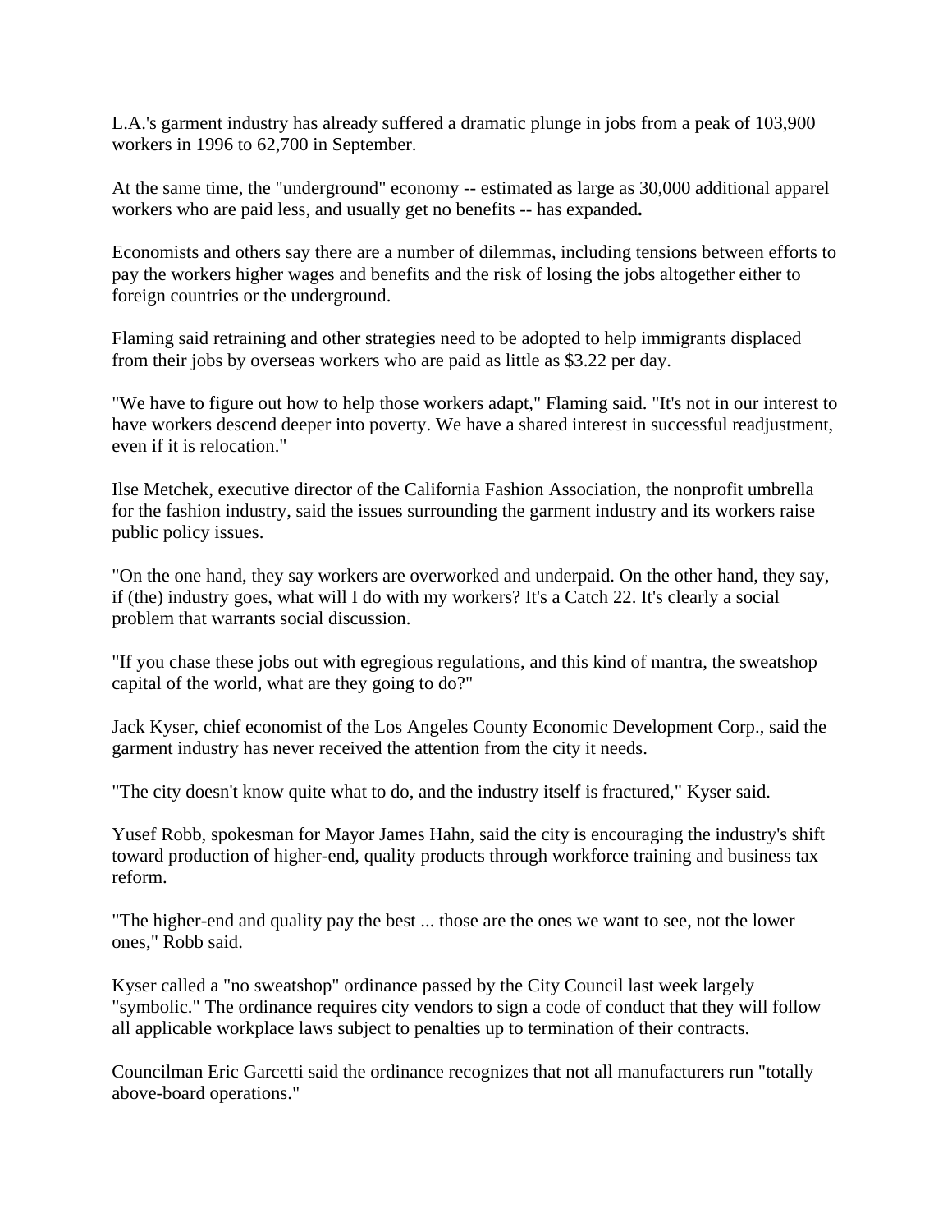L.A.'s garment industry has already suffered a dramatic plunge in jobs from a peak of 103,900 workers in 1996 to 62,700 in September.

At the same time, the "underground" economy -- estimated as large as 30,000 additional apparel workers who are paid less, and usually get no benefits -- has expanded**.**

Economists and others say there are a number of dilemmas, including tensions between efforts to pay the workers higher wages and benefits and the risk of losing the jobs altogether either to foreign countries or the underground.

Flaming said retraining and other strategies need to be adopted to help immigrants displaced from their jobs by overseas workers who are paid as little as $3.22 per day.

"We have to figure out how to help those workers adapt," Flaming said. "It's not in our interest to have workers descend deeper into poverty. We have a shared interest in successful readjustment, even if it is relocation."

Ilse Metchek, executive director of the California Fashion Association, the nonprofit umbrella for the fashion industry, said the issues surrounding the garment industry and its workers raise public policy issues.

"On the one hand, they say workers are overworked and underpaid. On the other hand, they say, if (the) industry goes, what will I do with my workers? It's a Catch 22. It's clearly a social problem that warrants social discussion.

"If you chase these jobs out with egregious regulations, and this kind of mantra, the sweatshop capital of the world, what are they going to do?"

Jack Kyser, chief economist of the Los Angeles County Economic Development Corp., said the garment industry has never received the attention from the city it needs.

"The city doesn't know quite what to do, and the industry itself is fractured," Kyser said.

Yusef Robb, spokesman for Mayor James Hahn, said the city is encouraging the industry's shift toward production of higher-end, quality products through workforce training and business tax reform.

"The higher-end and quality pay the best ... those are the ones we want to see, not the lower ones," Robb said.

Kyser called a "no sweatshop" ordinance passed by the City Council last week largely "symbolic." The ordinance requires city vendors to sign a code of conduct that they will follow all applicable workplace laws subject to penalties up to termination of their contracts.

Councilman Eric Garcetti said the ordinance recognizes that not all manufacturers run "totally above-board operations."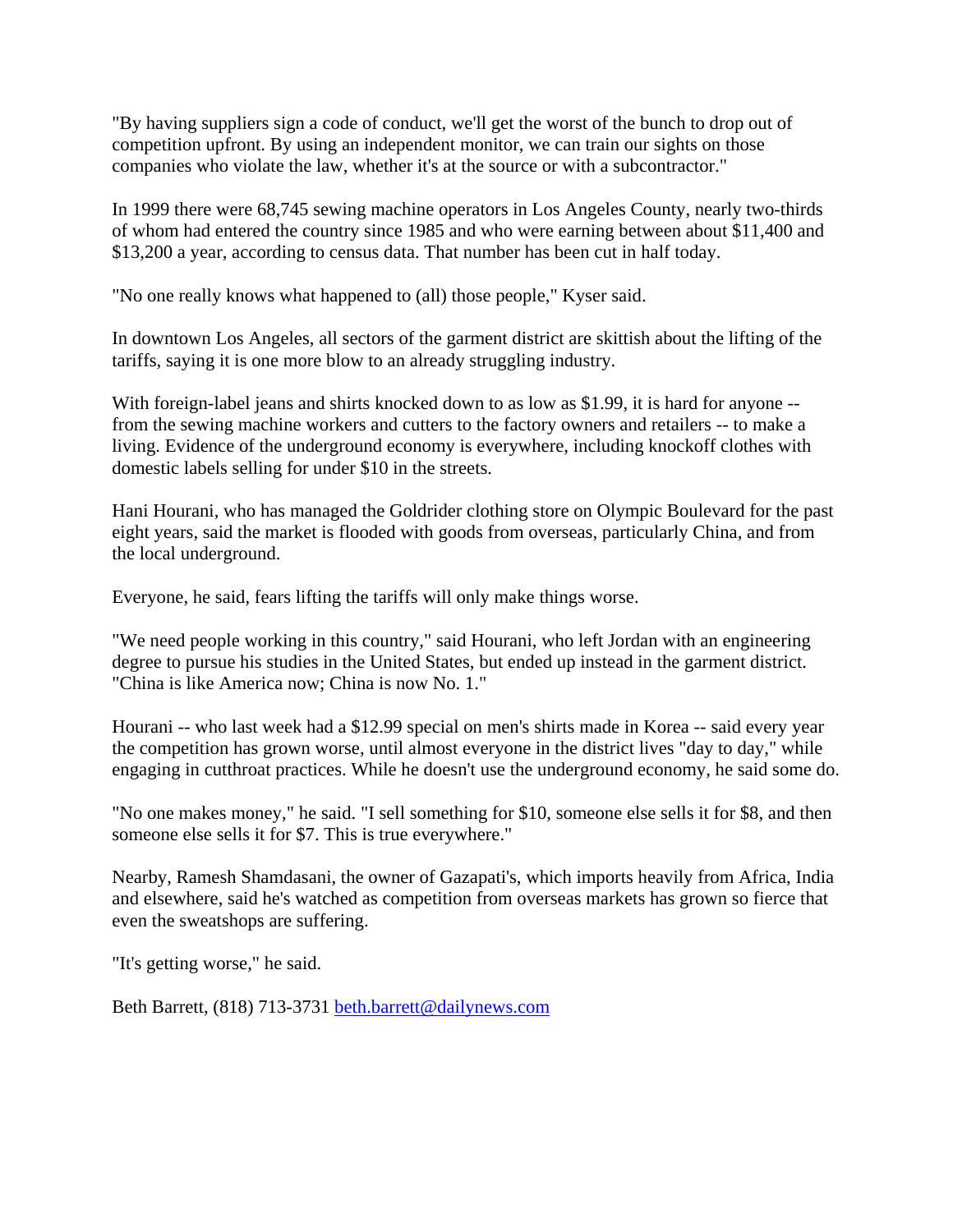"By having suppliers sign a code of conduct, we'll get the worst of the bunch to drop out of competition upfront. By using an independent monitor, we can train our sights on those companies who violate the law, whether it's at the source or with a subcontractor."

In 1999 there were 68,745 sewing machine operators in Los Angeles County, nearly two-thirds of whom had entered the country since 1985 and who were earning between about $11,400 and $13,200 a year, according to census data. That number has been cut in half today.

"No one really knows what happened to (all) those people," Kyser said.

In downtown Los Angeles, all sectors of the garment district are skittish about the lifting of the tariffs, saying it is one more blow to an already struggling industry.

With foreign-label jeans and shirts knocked down to as low as $1.99, it is hard for anyone -- from the sewing machine workers and cutters to the factory owners and retailers -- to make a living. Evidence of the underground economy is everywhere, including knockoff clothes with domestic labels selling for under $10 in the streets.

Hani Hourani, who has managed the Goldrider clothing store on Olympic Boulevard for the past eight years, said the market is flooded with goods from overseas, particularly China, and from the local underground.

Everyone, he said, fears lifting the tariffs will only make things worse.

"We need people working in this country," said Hourani, who left Jordan with an engineering degree to pursue his studies in the United States, but ended up instead in the garment district. "China is like America now; China is now No. 1."

Hourani -- who last week had a $12.99 special on men's shirts made in Korea -- said every year the competition has grown worse, until almost everyone in the district lives "day to day," while engaging in cutthroat practices. While he doesn't use the underground economy, he said some do.

"No one makes money," he said. "I sell something for $10, someone else sells it for $8, and then someone else sells it for $7. This is true everywhere."

Nearby, Ramesh Shamdasani, the owner of Gazapati's, which imports heavily from Africa, India and elsewhere, said he's watched as competition from overseas markets has grown so fierce that even the sweatshops are suffering.

"It's getting worse," he said.

Beth Barrett, (818) 713-3731 beth.barrett@dailynews.com